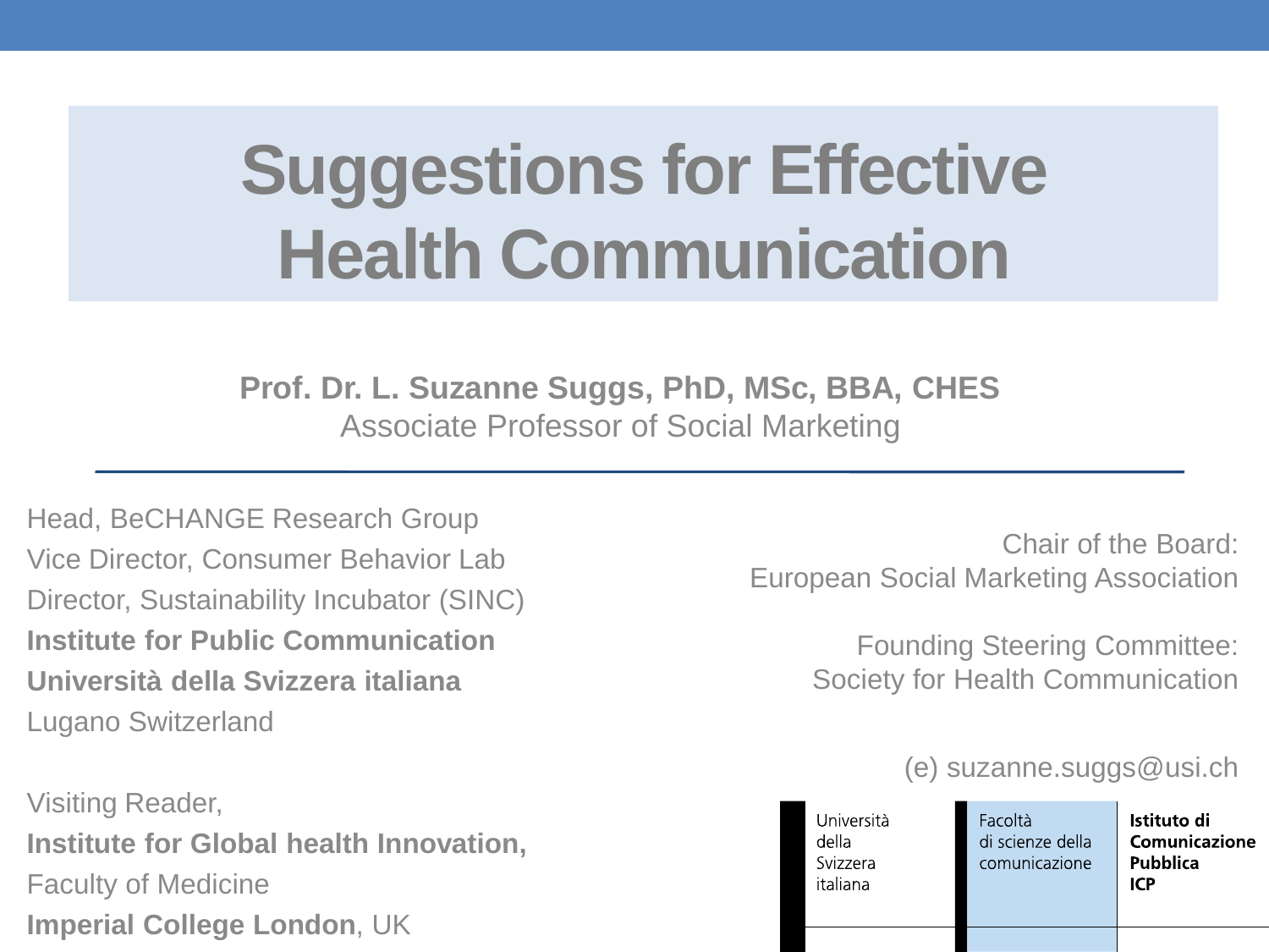# Suggestions for Effective Health Communication

**Prof. Dr. L. Suzanne Suggs, PhD, MSc, BBA, CHES**
Associate Professor of Social Marketing

Head, BeCHANGE Research Group
Vice Director, Consumer Behavior Lab
Director, Sustainability Incubator (SINC)
**Institute for Public Communication**
**Università della Svizzera italiana**
Lugano Switzerland

Visiting Reader,
**Institute for Global health Innovation,**
Faculty of Medicine
**Imperial College London**, UK

Chair of the Board:
European Social Marketing Association

Founding Steering Committee:
Society for Health Communication

(e) suzanne.suggs@usi.ch

Università della Svizzera italiana

Facoltà di scienze della comunicazione

**Istituto di Comunicazione Pubblica ICP**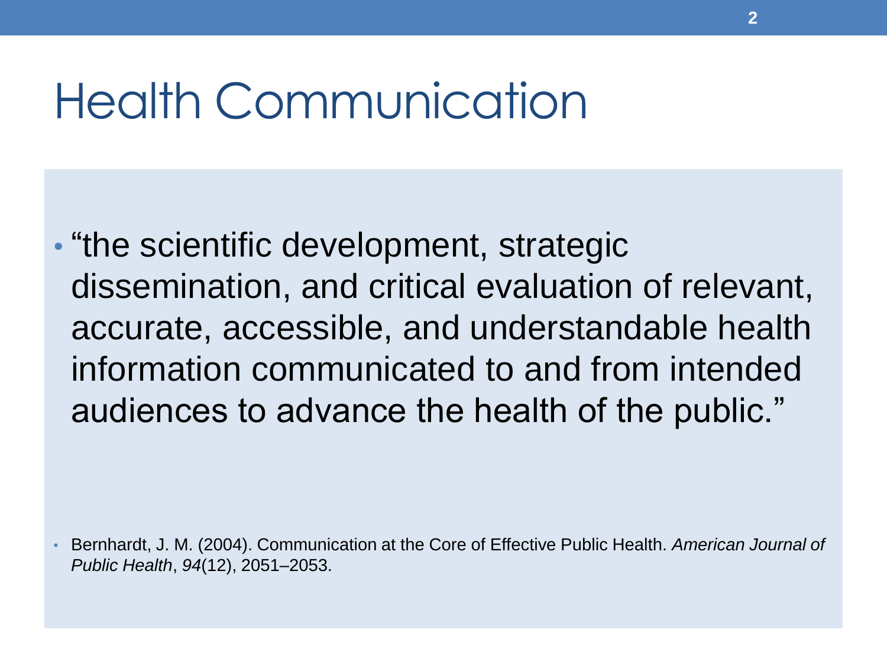# Health Communication

- "the scientific development, strategic dissemination, and critical evaluation of relevant, accurate, accessible, and understandable health information communicated to and from intended audiences to advance the health of the public."

- Bernhardt, J. M. (2004). Communication at the Core of Effective Public Health. *American Journal of Public Health*, *94*(12), 2051–2053.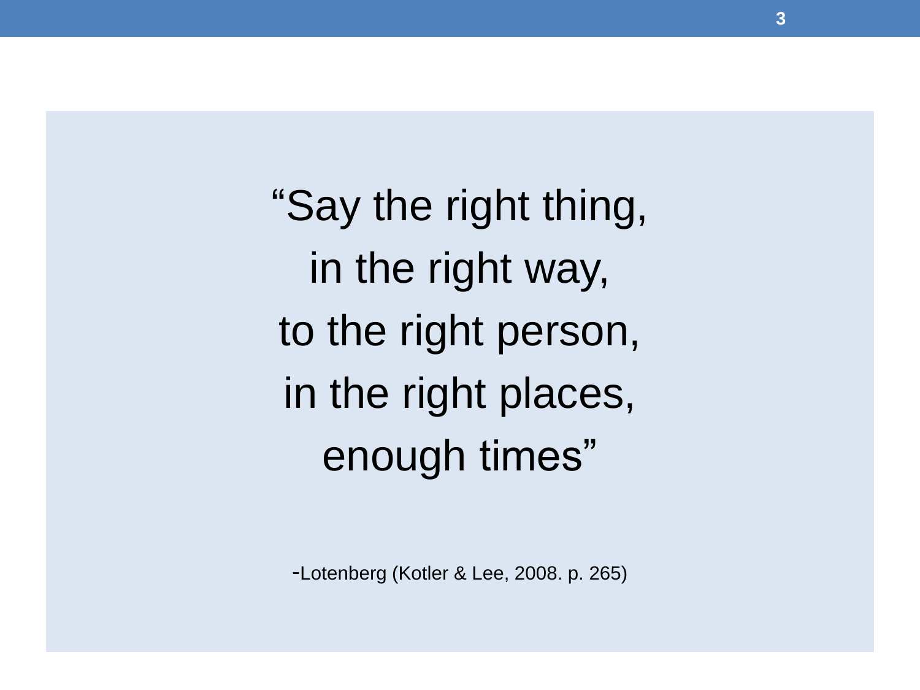"Say the right thing,
in the right way,
to the right person,
in the right places,
enough times"

-Lotenberg (Kotler & Lee, 2008. p. 265)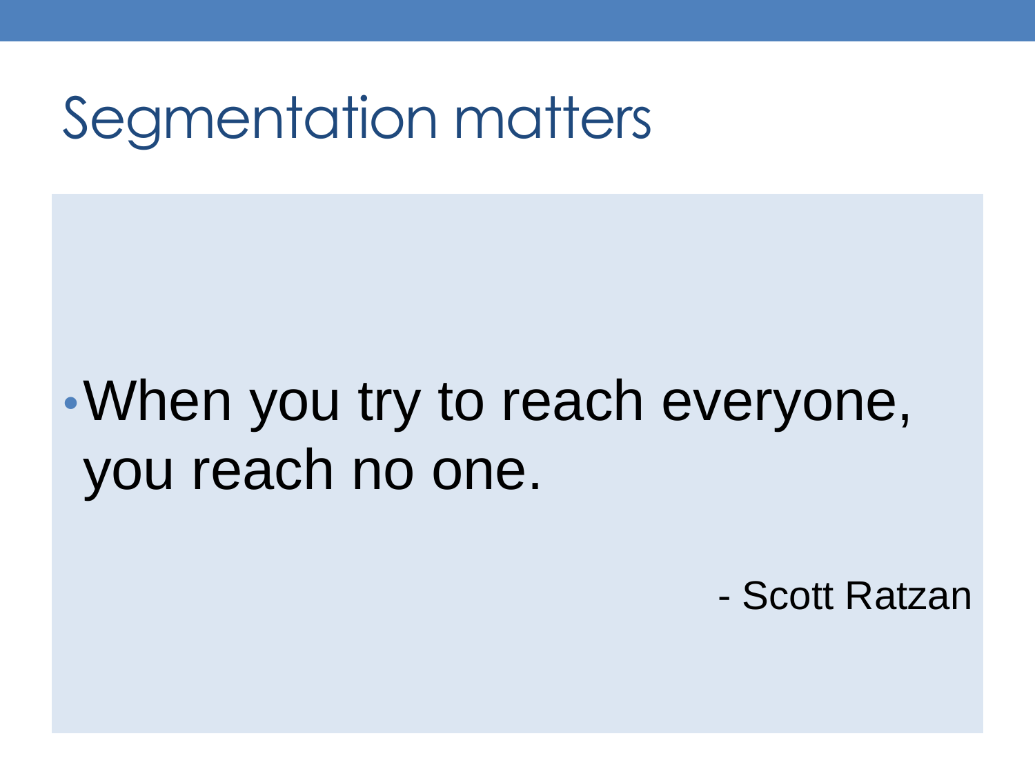# Segmentation matters

- When you try to reach everyone, you reach no one.

- Scott Ratzan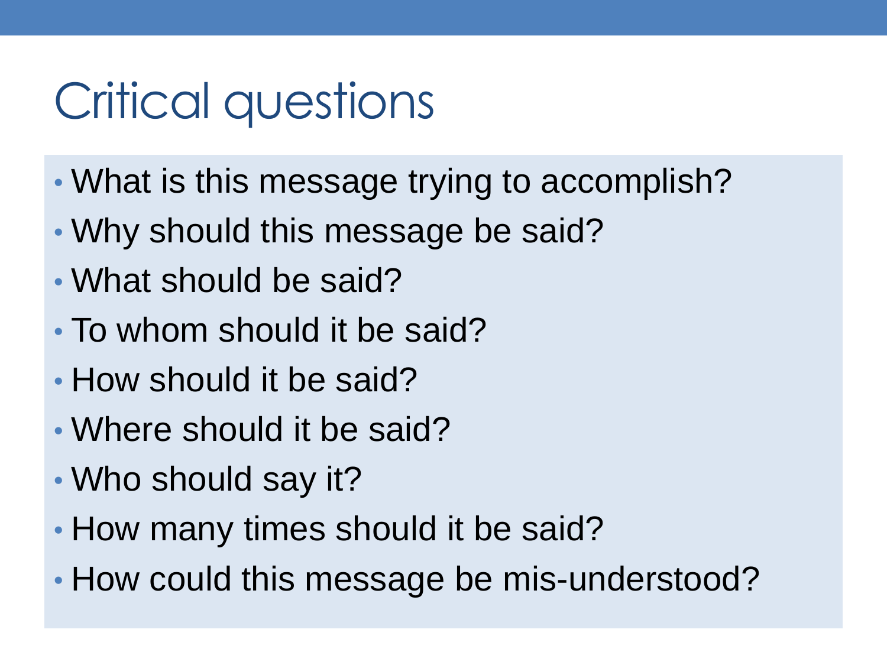# Critical questions

- What is this message trying to accomplish?
- Why should this message be said?
- What should be said?
- To whom should it be said?
- How should it be said?
- Where should it be said?
- Who should say it?
- How many times should it be said?
- How could this message be mis-understood?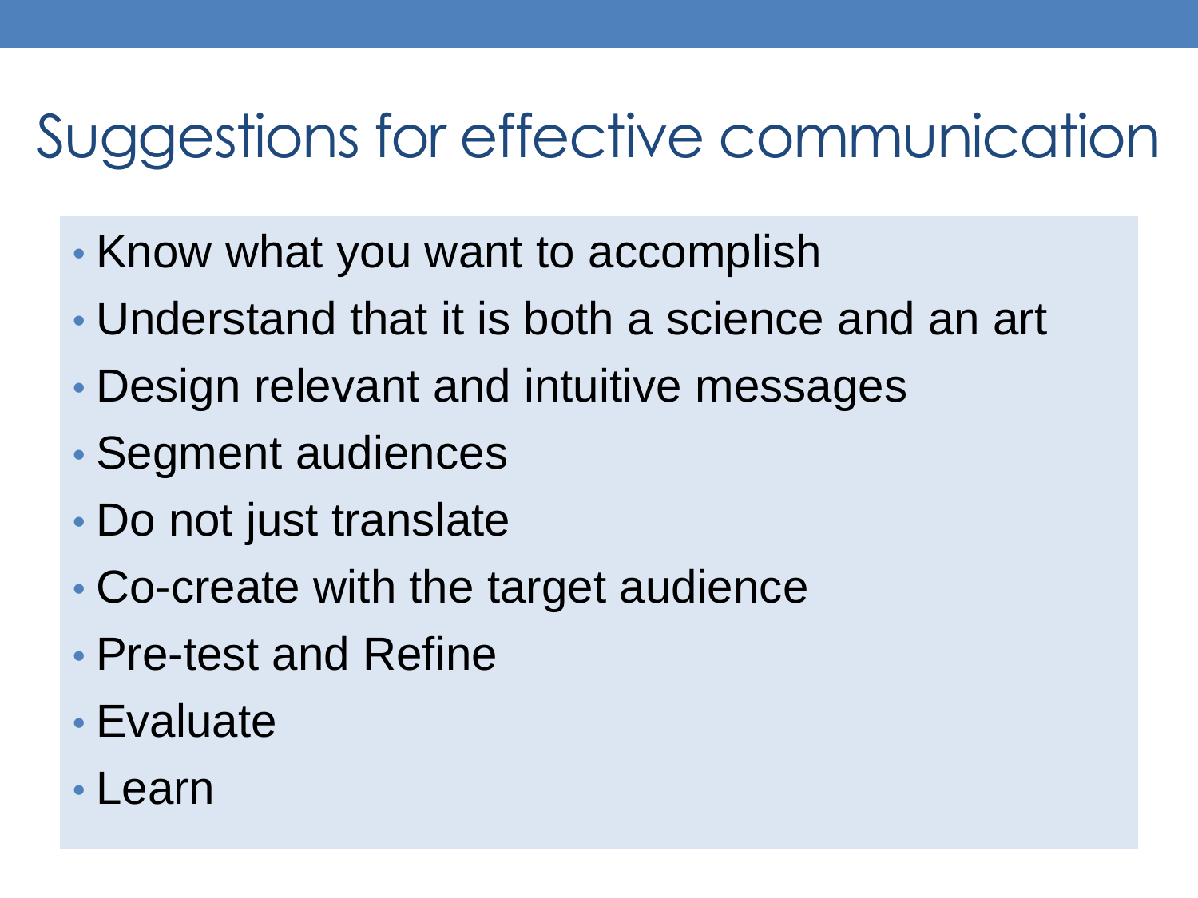# Suggestions for effective communication

- Know what you want to accomplish
- Understand that it is both a science and an art
- Design relevant and intuitive messages
- Segment audiences
- Do not just translate
- Co-create with the target audience
- Pre-test and Refine
- Evaluate
- Learn